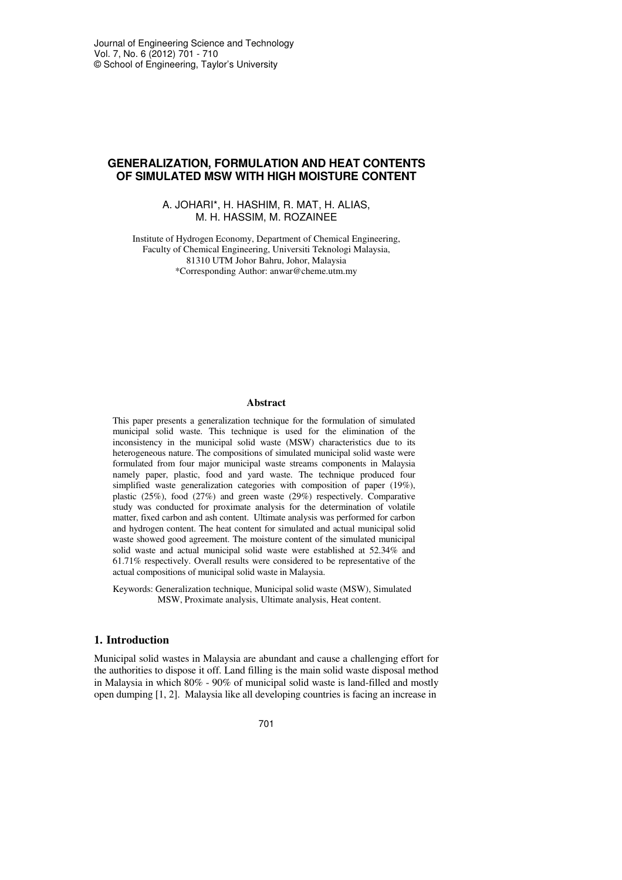# GENERALIZATION, FORMULATION AND HEAT CONTENTS OF SIMULATED MSW WITH HIGH MOISTURE CONTENT

A. JOHARI*, H. HASHIM, R. MAT, H. ALIAS, M. H. HASSIM, M. ROZAINEE

Institute of Hydrogen Economy, Department of Chemical Engineering, Faculty of Chemical Engineering, Universiti Teknologi Malaysia, 81310 UTM Johor Bahru, Johor, Malaysia
*Corresponding Author: anwar@cheme.utm.my

## Abstract

This paper presents a generalization technique for the formulation of simulated municipal solid waste. This technique is used for the elimination of the inconsistency in the municipal solid waste (MSW) characteristics due to its heterogeneous nature. The compositions of simulated municipal solid waste were formulated from four major municipal waste streams components in Malaysia namely paper, plastic, food and yard waste. The technique produced four simplified waste generalization categories with composition of paper (19%), plastic (25%), food (27%) and green waste (29%) respectively. Comparative study was conducted for proximate analysis for the determination of volatile matter, fixed carbon and ash content. Ultimate analysis was performed for carbon and hydrogen content. The heat content for simulated and actual municipal solid waste showed good agreement. The moisture content of the simulated municipal solid waste and actual municipal solid waste were established at 52.34% and 61.71% respectively. Overall results were considered to be representative of the actual compositions of municipal solid waste in Malaysia.

Keywords: Generalization technique, Municipal solid waste (MSW), Simulated MSW, Proximate analysis, Ultimate analysis, Heat content.

## 1. Introduction

Municipal solid wastes in Malaysia are abundant and cause a challenging effort for the authorities to dispose it off. Land filling is the main solid waste disposal method in Malaysia in which 80% - 90% of municipal solid waste is land-filled and mostly open dumping [1, 2]. Malaysia like all developing countries is facing an increase in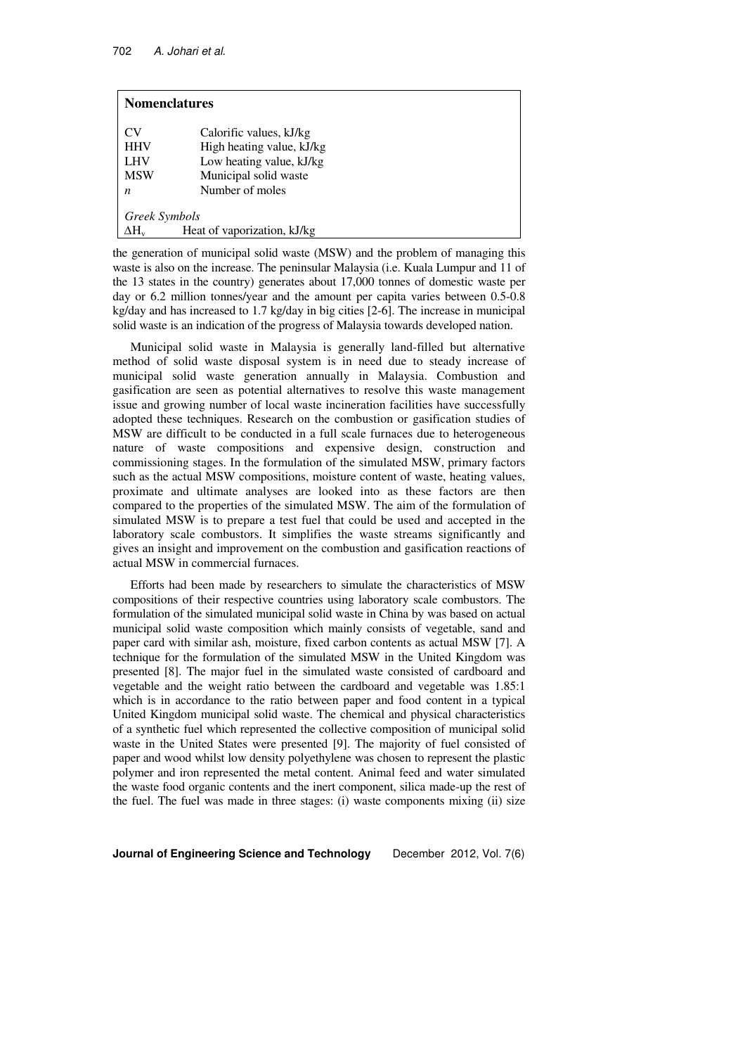## Nomenclatures

| | |
|---|---|
| CV | Calorific values, kJ/kg |
| HHV | High heating value, kJ/kg |
| LHV | Low heating value, kJ/kg |
| MSW | Municipal solid waste |
| $n$ | Number of moles |
| *Greek Symbols* | |
| $\Delta H_v$ | Heat of vaporization, kJ/kg |

the generation of municipal solid waste (MSW) and the problem of managing this waste is also on the increase. The peninsular Malaysia (i.e. Kuala Lumpur and 11 of the 13 states in the country) generates about 17,000 tonnes of domestic waste per day or 6.2 million tonnes/year and the amount per capita varies between 0.5-0.8 kg/day and has increased to 1.7 kg/day in big cities [2-6]. The increase in municipal solid waste is an indication of the progress of Malaysia towards developed nation.

Municipal solid waste in Malaysia is generally land-filled but alternative method of solid waste disposal system is in need due to steady increase of municipal solid waste generation annually in Malaysia. Combustion and gasification are seen as potential alternatives to resolve this waste management issue and growing number of local waste incineration facilities have successfully adopted these techniques. Research on the combustion or gasification studies of MSW are difficult to be conducted in a full scale furnaces due to heterogeneous nature of waste compositions and expensive design, construction and commissioning stages. In the formulation of the simulated MSW, primary factors such as the actual MSW compositions, moisture content of waste, heating values, proximate and ultimate analyses are looked into as these factors are then compared to the properties of the simulated MSW. The aim of the formulation of simulated MSW is to prepare a test fuel that could be used and accepted in the laboratory scale combustors. It simplifies the waste streams significantly and gives an insight and improvement on the combustion and gasification reactions of actual MSW in commercial furnaces.

Efforts had been made by researchers to simulate the characteristics of MSW compositions of their respective countries using laboratory scale combustors. The formulation of the simulated municipal solid waste in China by was based on actual municipal solid waste composition which mainly consists of vegetable, sand and paper card with similar ash, moisture, fixed carbon contents as actual MSW [7]. A technique for the formulation of the simulated MSW in the United Kingdom was presented [8]. The major fuel in the simulated waste consisted of cardboard and vegetable and the weight ratio between the cardboard and vegetable was 1.85:1 which is in accordance to the ratio between paper and food content in a typical United Kingdom municipal solid waste. The chemical and physical characteristics of a synthetic fuel which represented the collective composition of municipal solid waste in the United States were presented [9]. The majority of fuel consisted of paper and wood whilst low density polyethylene was chosen to represent the plastic polymer and iron represented the metal content. Animal feed and water simulated the waste food organic contents and the inert component, silica made-up the rest of the fuel. The fuel was made in three stages: (i) waste components mixing (ii) size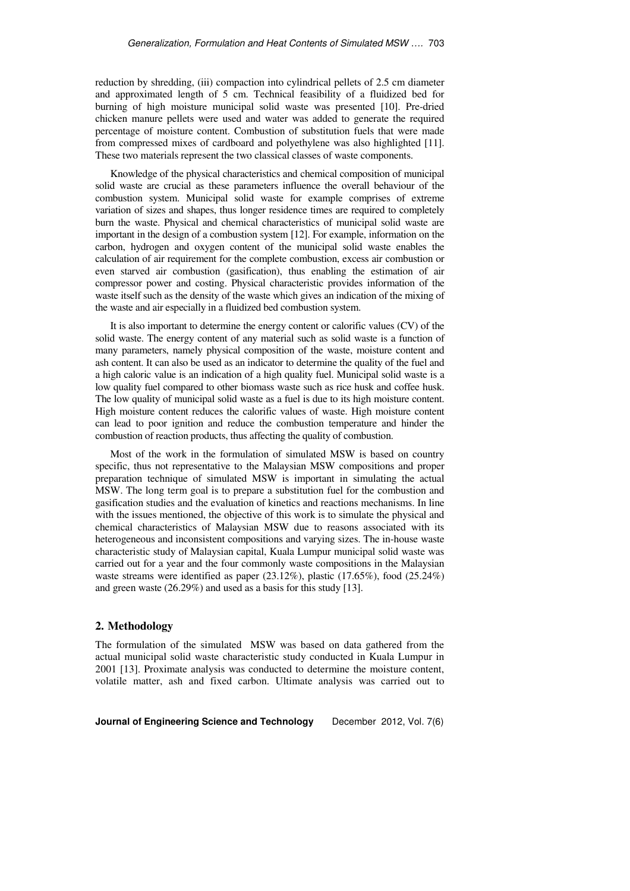reduction by shredding, (iii) compaction into cylindrical pellets of 2.5 cm diameter and approximated length of 5 cm. Technical feasibility of a fluidized bed for burning of high moisture municipal solid waste was presented [10]. Pre-dried chicken manure pellets were used and water was added to generate the required percentage of moisture content. Combustion of substitution fuels that were made from compressed mixes of cardboard and polyethylene was also highlighted [11]. These two materials represent the two classical classes of waste components.

Knowledge of the physical characteristics and chemical composition of municipal solid waste are crucial as these parameters influence the overall behaviour of the combustion system. Municipal solid waste for example comprises of extreme variation of sizes and shapes, thus longer residence times are required to completely burn the waste. Physical and chemical characteristics of municipal solid waste are important in the design of a combustion system [12]. For example, information on the carbon, hydrogen and oxygen content of the municipal solid waste enables the calculation of air requirement for the complete combustion, excess air combustion or even starved air combustion (gasification), thus enabling the estimation of air compressor power and costing. Physical characteristic provides information of the waste itself such as the density of the waste which gives an indication of the mixing of the waste and air especially in a fluidized bed combustion system.

It is also important to determine the energy content or calorific values (CV) of the solid waste. The energy content of any material such as solid waste is a function of many parameters, namely physical composition of the waste, moisture content and ash content. It can also be used as an indicator to determine the quality of the fuel and a high caloric value is an indication of a high quality fuel. Municipal solid waste is a low quality fuel compared to other biomass waste such as rice husk and coffee husk. The low quality of municipal solid waste as a fuel is due to its high moisture content. High moisture content reduces the calorific values of waste. High moisture content can lead to poor ignition and reduce the combustion temperature and hinder the combustion of reaction products, thus affecting the quality of combustion.

Most of the work in the formulation of simulated MSW is based on country specific, thus not representative to the Malaysian MSW compositions and proper preparation technique of simulated MSW is important in simulating the actual MSW. The long term goal is to prepare a substitution fuel for the combustion and gasification studies and the evaluation of kinetics and reactions mechanisms. In line with the issues mentioned, the objective of this work is to simulate the physical and chemical characteristics of Malaysian MSW due to reasons associated with its heterogeneous and inconsistent compositions and varying sizes. The in-house waste characteristic study of Malaysian capital, Kuala Lumpur municipal solid waste was carried out for a year and the four commonly waste compositions in the Malaysian waste streams were identified as paper (23.12%), plastic (17.65%), food (25.24%) and green waste (26.29%) and used as a basis for this study [13].

## 2. Methodology

The formulation of the simulated MSW was based on data gathered from the actual municipal solid waste characteristic study conducted in Kuala Lumpur in 2001 [13]. Proximate analysis was conducted to determine the moisture content, volatile matter, ash and fixed carbon. Ultimate analysis was carried out to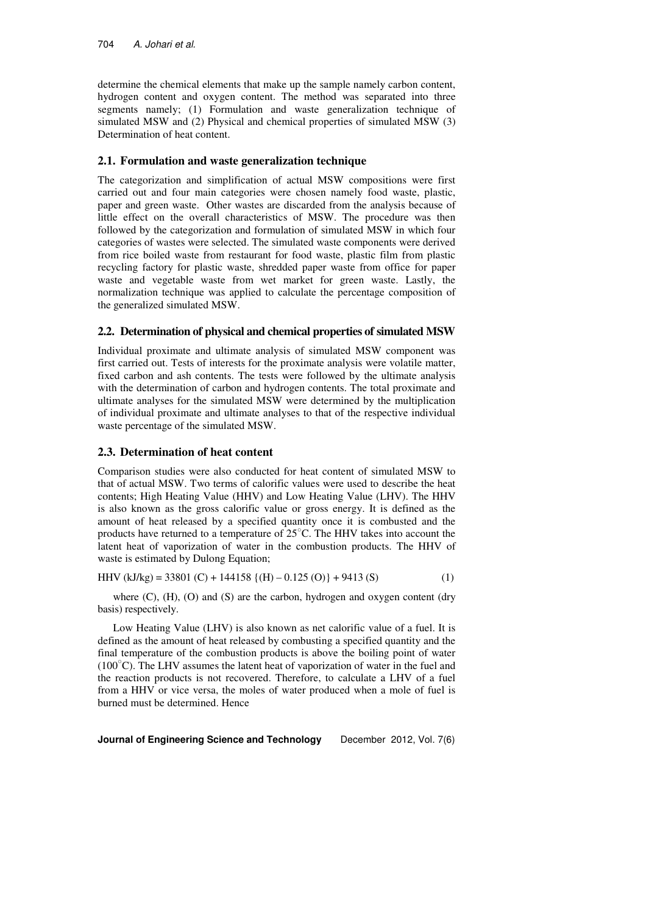determine the chemical elements that make up the sample namely carbon content, hydrogen content and oxygen content. The method was separated into three segments namely; (1) Formulation and waste generalization technique of simulated MSW and (2) Physical and chemical properties of simulated MSW (3) Determination of heat content.

## 2.1. Formulation and waste generalization technique

The categorization and simplification of actual MSW compositions were first carried out and four main categories were chosen namely food waste, plastic, paper and green waste. Other wastes are discarded from the analysis because of little effect on the overall characteristics of MSW. The procedure was then followed by the categorization and formulation of simulated MSW in which four categories of wastes were selected. The simulated waste components were derived from rice boiled waste from restaurant for food waste, plastic film from plastic recycling factory for plastic waste, shredded paper waste from office for paper waste and vegetable waste from wet market for green waste. Lastly, the normalization technique was applied to calculate the percentage composition of the generalized simulated MSW.

## 2.2. Determination of physical and chemical properties of simulated MSW

Individual proximate and ultimate analysis of simulated MSW component was first carried out. Tests of interests for the proximate analysis were volatile matter, fixed carbon and ash contents. The tests were followed by the ultimate analysis with the determination of carbon and hydrogen contents. The total proximate and ultimate analyses for the simulated MSW were determined by the multiplication of individual proximate and ultimate analyses to that of the respective individual waste percentage of the simulated MSW.

## 2.3. Determination of heat content

Comparison studies were also conducted for heat content of simulated MSW to that of actual MSW. Two terms of calorific values were used to describe the heat contents; High Heating Value (HHV) and Low Heating Value (LHV). The HHV is also known as the gross calorific value or gross energy. It is defined as the amount of heat released by a specified quantity once it is combusted and the products have returned to a temperature of 25°C. The HHV takes into account the latent heat of vaporization of water in the combustion products. The HHV of waste is estimated by Dulong Equation;

$$\text{HHV (kJ/kg)} = 33801\,(C) + 144158\,\{(H) - 0.125\,(O)\} + 9413\,(S) \tag{1}$$

where (C), (H), (O) and (S) are the carbon, hydrogen and oxygen content (dry basis) respectively.

Low Heating Value (LHV) is also known as net calorific value of a fuel. It is defined as the amount of heat released by combusting a specified quantity and the final temperature of the combustion products is above the boiling point of water (100°C). The LHV assumes the latent heat of vaporization of water in the fuel and the reaction products is not recovered. Therefore, to calculate a LHV of a fuel from a HHV or vice versa, the moles of water produced when a mole of fuel is burned must be determined. Hence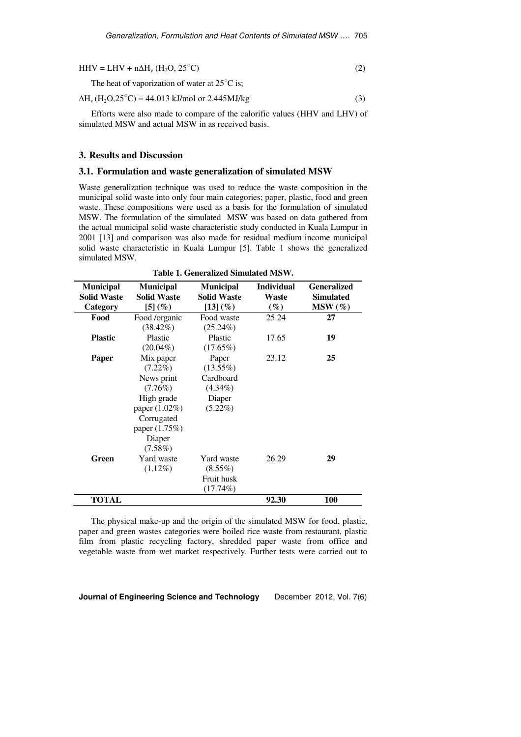$$HHV = LHV + n\Delta H_v (H_2O, 25^\circ C) \quad (2)$$

The heat of vaporization of water at 25°C is;

$$\Delta H_v (H_2O, 25^\circ C) = 44.013 \text{ kJ/mol or } 2.445 \text{MJ/kg} \quad (3)$$

Efforts were also made to compare of the calorific values (HHV and LHV) of simulated MSW and actual MSW in as received basis.

## 3. Results and Discussion

### 3.1. Formulation and waste generalization of simulated MSW

Waste generalization technique was used to reduce the waste composition in the municipal solid waste into only four main categories; paper, plastic, food and green waste. These compositions were used as a basis for the formulation of simulated MSW. The formulation of the simulated MSW was based on data gathered from the actual municipal solid waste characteristic study conducted in Kuala Lumpur in 2001 [13] and comparison was also made for residual medium income municipal solid waste characteristic in Kuala Lumpur [5]. Table 1 shows the generalized simulated MSW.

**Table 1. Generalized Simulated MSW.**

| Municipal Solid Waste Category | Municipal Solid Waste [5] (%) | Municipal Solid Waste [13] (%) | Individual Waste (%) | Generalized Simulated MSW (%) |
|---|---|---|---|---|
| **Food** | Food /organic (38.42%) | Food waste (25.24%) | 25.24 | **27** |
| **Plastic** | Plastic (20.04%) | Plastic (17.65%) | 17.65 | **19** |
| **Paper** | Mix paper (7.22%) News print (7.76%) High grade paper (1.02%) Corrugated paper (1.75%) Diaper (7.58%) | Paper (13.55%) Cardboard (4.34%) Diaper (5.22%) | 23.12 | **25** |
| **Green** | Yard waste (1.12%) | Yard waste (8.55%) Fruit husk (17.74%) | 26.29 | **29** |
| **TOTAL** | | | **92.30** | **100** |

The physical make-up and the origin of the simulated MSW for food, plastic, paper and green wastes categories were boiled rice waste from restaurant, plastic film from plastic recycling factory, shredded paper waste from office and vegetable waste from wet market respectively. Further tests were carried out to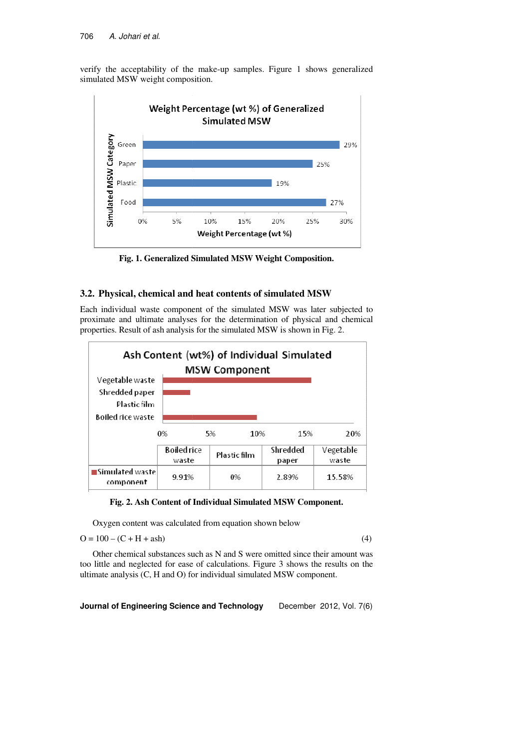verify the acceptability of the make-up samples. Figure 1 shows generalized simulated MSW weight composition.

**Fig. 1. Generalized Simulated MSW Weight Composition.**

### 3.2. Physical, chemical and heat contents of simulated MSW

Each individual waste component of the simulated MSW was later subjected to proximate and ultimate analyses for the determination of physical and chemical properties. Result of ash analysis for the simulated MSW is shown in Fig. 2.

| | Boiled rice waste | Plastic film | Shredded paper | Vegetable waste |
|---|---|---|---|---|
| Simulated waste component | 9.91% | 0% | 2.89% | 15.58% |

**Fig. 2. Ash Content of Individual Simulated MSW Component.**

Oxygen content was calculated from equation shown below

$$O = 100 - (C + H + \text{ash}) \tag{4}$$

Other chemical substances such as N and S were omitted since their amount was too little and neglected for ease of calculations. Figure 3 shows the results on the ultimate analysis (C, H and O) for individual simulated MSW component.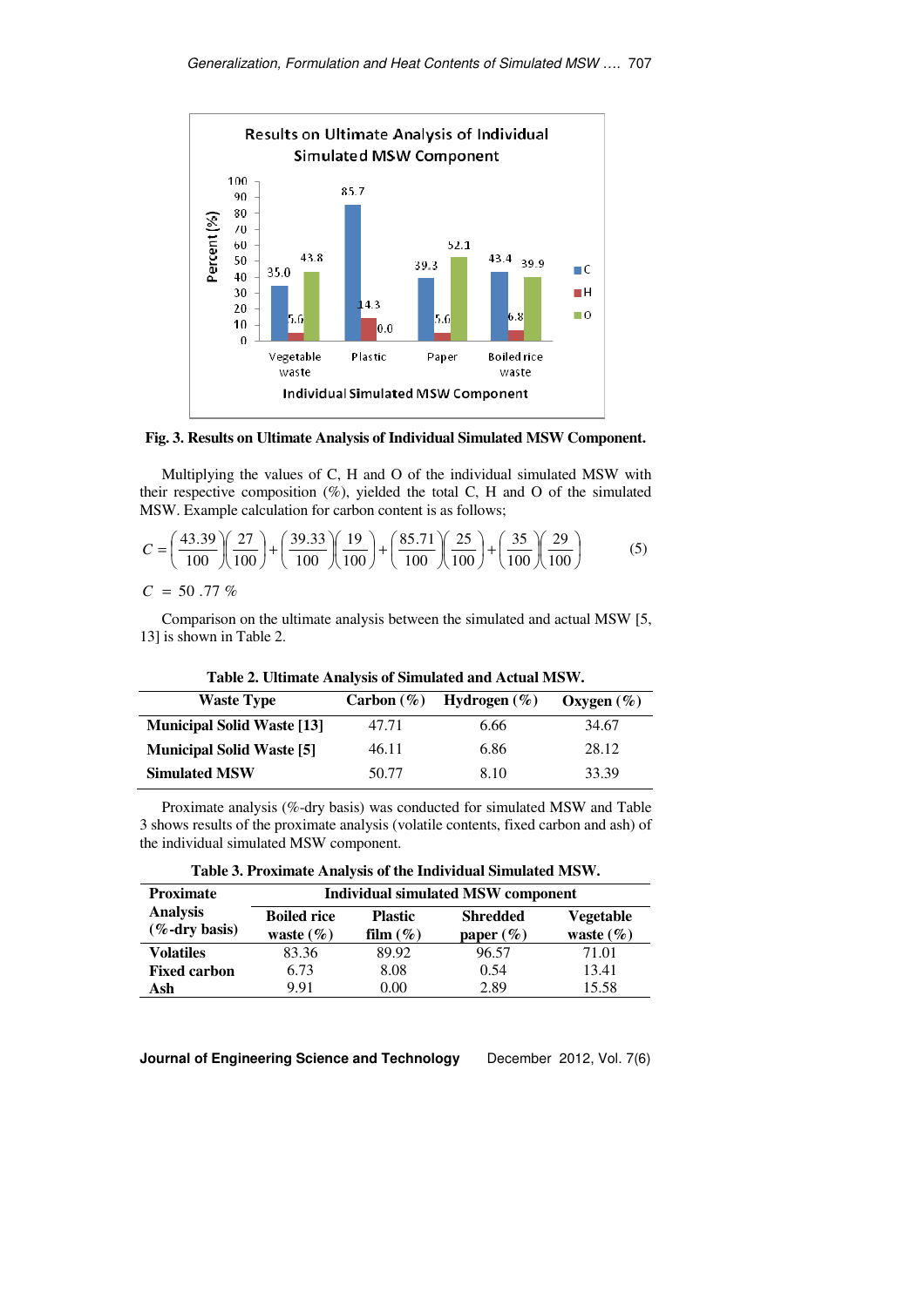Fig. 3. Results on Ultimate Analysis of Individual Simulated MSW Component.

Multiplying the values of C, H and O of the individual simulated MSW with their respective composition (%), yielded the total C, H and O of the simulated MSW. Example calculation for carbon content is as follows;

$$C = \left(\frac{43.39}{100}\right)\left(\frac{27}{100}\right) + \left(\frac{39.33}{100}\right)\left(\frac{19}{100}\right) + \left(\frac{85.71}{100}\right)\left(\frac{25}{100}\right) + \left(\frac{35}{100}\right)\left(\frac{29}{100}\right) \tag{5}$$

$C = 50.77\ \%$

Comparison on the ultimate analysis between the simulated and actual MSW [5, 13] is shown in Table 2.

**Table 2. Ultimate Analysis of Simulated and Actual MSW.**

| Waste Type | Carbon (%) | Hydrogen (%) | Oxygen (%) |
|---|---|---|---|
| **Municipal Solid Waste [13]** | 47.71 | 6.66 | 34.67 |
| **Municipal Solid Waste [5]** | 46.11 | 6.86 | 28.12 |
| **Simulated MSW** | 50.77 | 8.10 | 33.39 |

Proximate analysis (%-dry basis) was conducted for simulated MSW and Table 3 shows results of the proximate analysis (volatile contents, fixed carbon and ash) of the individual simulated MSW component.

**Table 3. Proximate Analysis of the Individual Simulated MSW.**

| Proximate Analysis (%-dry basis) | Individual simulated MSW component | | | |
|---|---|---|---|---|
| | Boiled rice waste (%) | Plastic film (%) | Shredded paper (%) | Vegetable waste (%) |
| **Volatiles** | 83.36 | 89.92 | 96.57 | 71.01 |
| **Fixed carbon** | 6.73 | 8.08 | 0.54 | 13.41 |
| **Ash** | 9.91 | 0.00 | 2.89 | 15.58 |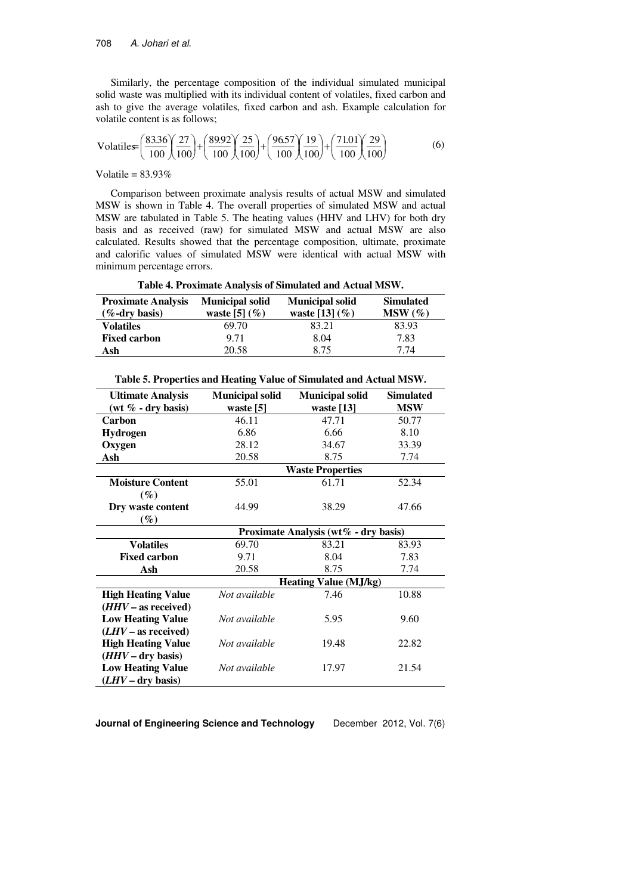Similarly, the percentage composition of the individual simulated municipal solid waste was multiplied with its individual content of volatiles, fixed carbon and ash to give the average volatiles, fixed carbon and ash. Example calculation for volatile content is as follows;

$$\text{Volatiles} = \left(\frac{83.36}{100}\right)\left(\frac{27}{100}\right) + \left(\frac{89.92}{100}\right)\left(\frac{25}{100}\right) + \left(\frac{96.57}{100}\right)\left(\frac{19}{100}\right) + \left(\frac{71.01}{100}\right)\left(\frac{29}{100}\right) \tag{6}$$

Volatile = 83.93%

Comparison between proximate analysis results of actual MSW and simulated MSW is shown in Table 4. The overall properties of simulated MSW and actual MSW are tabulated in Table 5. The heating values (HHV and LHV) for both dry basis and as received (raw) for simulated MSW and actual MSW are also calculated. Results showed that the percentage composition, ultimate, proximate and calorific values of simulated MSW were identical with actual MSW with minimum percentage errors.

**Table 4. Proximate Analysis of Simulated and Actual MSW.**

| Proximate Analysis (%-dry basis) | Municipal solid waste [5] (%) | Municipal solid waste [13] (%) | Simulated MSW (%) |
|---|---|---|---|
| **Volatiles** | 69.70 | 83.21 | 83.93 |
| **Fixed carbon** | 9.71 | 8.04 | 7.83 |
| **Ash** | 20.58 | 8.75 | 7.74 |

**Table 5. Properties and Heating Value of Simulated and Actual MSW.**

| Ultimate Analysis (wt % - dry basis) | Municipal solid waste [5] | Municipal solid waste [13] | Simulated MSW |
|---|---|---|---|
| **Carbon** | 46.11 | 47.71 | 50.77 |
| **Hydrogen** | 6.86 | 6.66 | 8.10 |
| **Oxygen** | 28.12 | 34.67 | 33.39 |
| **Ash** | 20.58 | 8.75 | 7.74 |
| | **Waste Properties** | | |
| **Moisture Content (%)** | 55.01 | 61.71 | 52.34 |
| **Dry waste content (%)** | 44.99 | 38.29 | 47.66 |
| | **Proximate Analysis (wt% - dry basis)** | | |
| **Volatiles** | 69.70 | 83.21 | 83.93 |
| **Fixed carbon** | 9.71 | 8.04 | 7.83 |
| **Ash** | 20.58 | 8.75 | 7.74 |
| | **Heating Value (MJ/kg)** | | |
| **High Heating Value (*HHV* – as received)** | *Not available* | 7.46 | 10.88 |
| **Low Heating Value (*LHV* – as received)** | *Not available* | 5.95 | 9.60 |
| **High Heating Value (*HHV* – dry basis)** | *Not available* | 19.48 | 22.82 |
| **Low Heating Value (*LHV* – dry basis)** | *Not available* | 17.97 | 21.54 |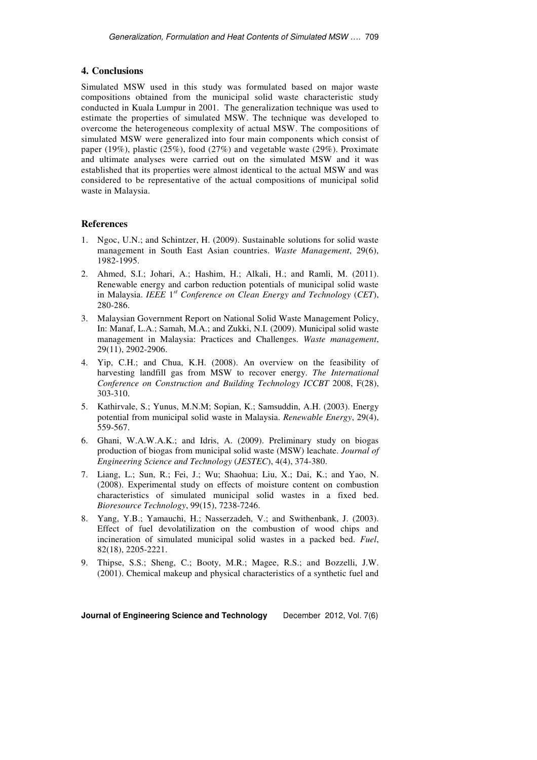## 4. Conclusions

Simulated MSW used in this study was formulated based on major waste compositions obtained from the municipal solid waste characteristic study conducted in Kuala Lumpur in 2001. The generalization technique was used to estimate the properties of simulated MSW. The technique was developed to overcome the heterogeneous complexity of actual MSW. The compositions of simulated MSW were generalized into four main components which consist of paper (19%), plastic (25%), food (27%) and vegetable waste (29%). Proximate and ultimate analyses were carried out on the simulated MSW and it was established that its properties were almost identical to the actual MSW and was considered to be representative of the actual compositions of municipal solid waste in Malaysia.

## References

1. Ngoc, U.N.; and Schintzer, H. (2009). Sustainable solutions for solid waste management in South East Asian countries. *Waste Management*, 29(6), 1982-1995.
2. Ahmed, S.I.; Johari, A.; Hashim, H.; Alkali, H.; and Ramli, M. (2011). Renewable energy and carbon reduction potentials of municipal solid waste in Malaysia. *IEEE 1st Conference on Clean Energy and Technology* (*CET*), 280-286.
3. Malaysian Government Report on National Solid Waste Management Policy, In: Manaf, L.A.; Samah, M.A.; and Zukki, N.I. (2009). Municipal solid waste management in Malaysia: Practices and Challenges. *Waste management*, 29(11), 2902-2906.
4. Yip, C.H.; and Chua, K.H. (2008). An overview on the feasibility of harvesting landfill gas from MSW to recover energy. *The International Conference on Construction and Building Technology ICCBT* 2008, F(28), 303-310.
5. Kathirvale, S.; Yunus, M.N.M; Sopian, K.; Samsuddin, A.H. (2003). Energy potential from municipal solid waste in Malaysia. *Renewable Energy*, 29(4), 559-567.
6. Ghani, W.A.W.A.K.; and Idris, A. (2009). Preliminary study on biogas production of biogas from municipal solid waste (MSW) leachate. *Journal of Engineering Science and Technology* (*JESTEC*), 4(4), 374-380.
7. Liang, L.; Sun, R.; Fei, J.; Wu; Shaohua; Liu, X.; Dai, K.; and Yao, N. (2008). Experimental study on effects of moisture content on combustion characteristics of simulated municipal solid wastes in a fixed bed. *Bioresource Technology*, 99(15), 7238-7246.
8. Yang, Y.B.; Yamauchi, H.; Nasserzadeh, V.; and Swithenbank, J. (2003). Effect of fuel devolatilization on the combustion of wood chips and incineration of simulated municipal solid wastes in a packed bed. *Fuel*, 82(18), 2205-2221.
9. Thipse, S.S.; Sheng, C.; Booty, M.R.; Magee, R.S.; and Bozzelli, J.W. (2001). Chemical makeup and physical characteristics of a synthetic fuel and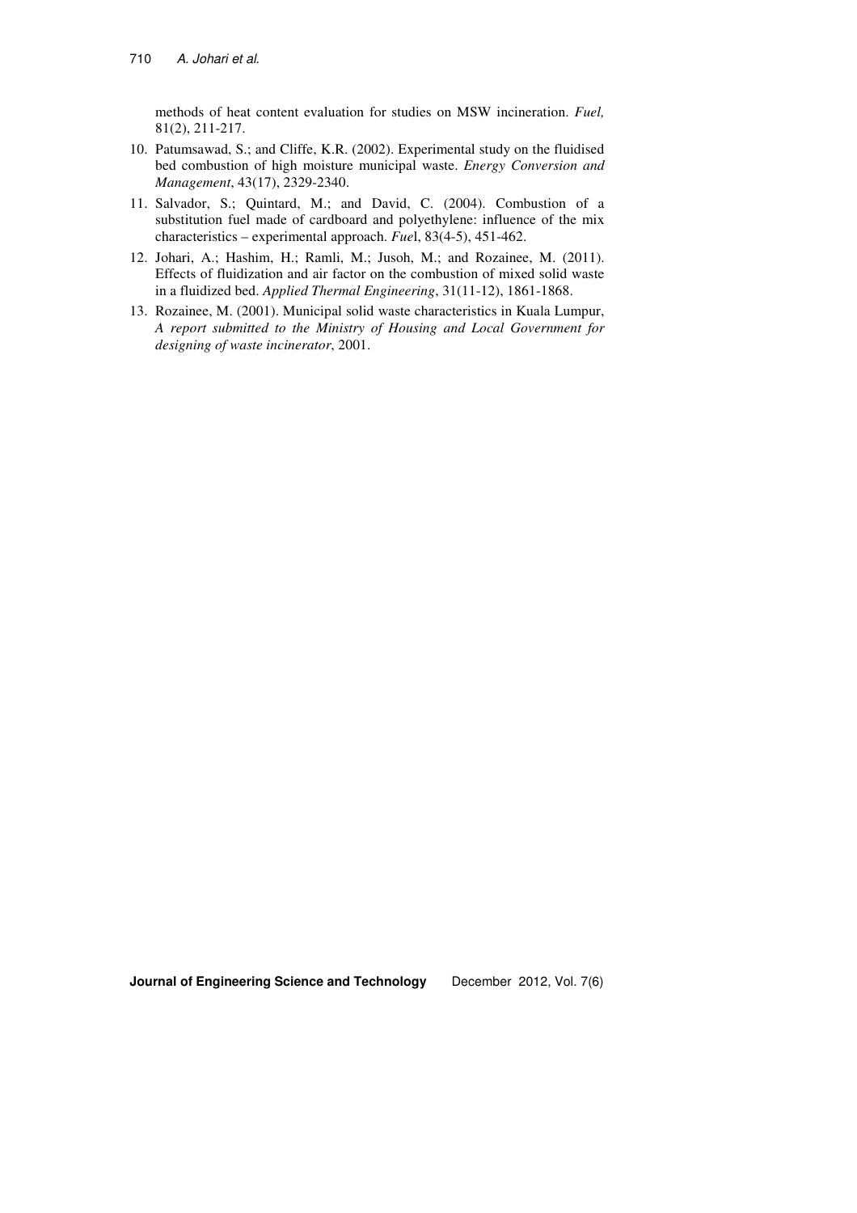methods of heat content evaluation for studies on MSW incineration. *Fuel,* 81(2), 211-217.

10. Patumsawad, S.; and Cliffe, K.R. (2002). Experimental study on the fluidised bed combustion of high moisture municipal waste. *Energy Conversion and Management*, 43(17), 2329-2340.
11. Salvador, S.; Quintard, M.; and David, C. (2004). Combustion of a substitution fuel made of cardboard and polyethylene: influence of the mix characteristics – experimental approach. *Fue*l, 83(4-5), 451-462.
12. Johari, A.; Hashim, H.; Ramli, M.; Jusoh, M.; and Rozainee, M. (2011). Effects of fluidization and air factor on the combustion of mixed solid waste in a fluidized bed. *Applied Thermal Engineering*, 31(11-12), 1861-1868.
13. Rozainee, M. (2001). Municipal solid waste characteristics in Kuala Lumpur, *A report submitted to the Ministry of Housing and Local Government for designing of waste incinerator*, 2001.